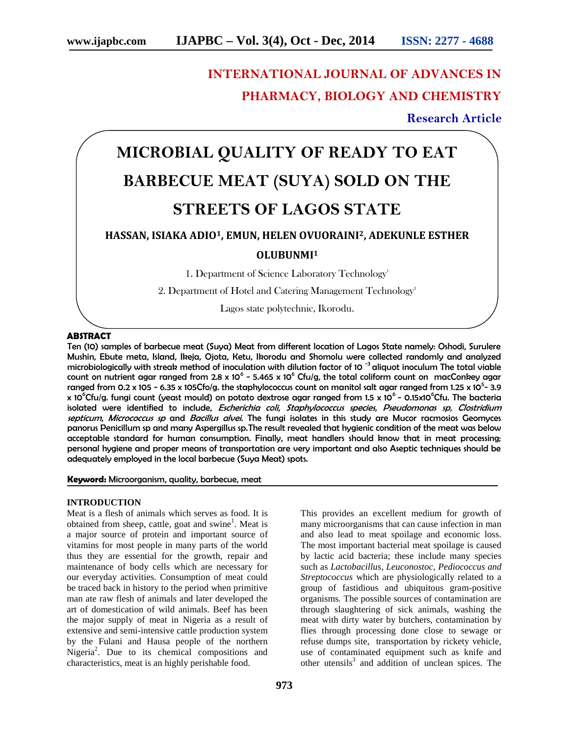# INTERNATIONAL JOURNAL OF ADVANCES IN PHARMACY, BIOLOGY AND CHEMISTRY

**Research Article**

# MICROBIAL QUALITY OF READY TO EAT BARBECUE MEAT (SUYA) SOLD ON THE STREETS OF LAGOS STATE

**HASSAN, ISIAKA ADIO[1], EMUN, HELEN OVUORAINI[2], ADEKUNLE ESTHER OLUBUNMI[1]**

1. Department of Science Laboratory Technology[1]

2. Department of Hotel and Catering Management Technology[2]

Lagos state polytechnic, Ikorodu.

## ABSTRACT

Ten (10) samples of barbecue meat (Suya) Meat from different location of Lagos State namely: Oshodi, Surulere Mushin, Ebute meta, Island, Ikeja, Ojota, Ketu, Ikorodu and Shomolu were collected randomly and analyzed microbiologically with streak method of inoculation with dilution factor of $10^{-3}$ aliquot inoculum The total viable count on nutrient agar ranged from $2.8 \times 10^6$ - $5.465 \times 10^6$ Cfu/g, the total coliform count on macConkey agar ranged from 0.2 x 105 - 6.35 x 105Cfo/g. the staphylococcus count on manitol salt agar ranged from $1.25 \times 10^5$- $3.9 \times 10^6$Cfu/g. fungi count (yeast mould) on potato dextrose agar ranged from $1.5 \times 10^6$ - $0.15 \times 10^6$Cfu. The bacteria isolated were identified to include, *Escherichia coli*, *Staphylococcus species*, *Pseudomonas sp*, *Clostridium septicum*, *Micrococcus sp* and *Bacillus alvei.* The fungi isolates in this study are Mucor racmosios Geomyces panorus Penicillum sp and many Aspergillus sp.The result revealed that hygienic condition of the meat was below acceptable standard for human consumption. Finally, meat handlers should know that in meat processing; personal hygiene and proper means of transportation are very important and also Aseptic techniques should be adequately employed in the local barbecue (Suya Meat) spots.

**Keyword:** Microorganism, quality, barbecue, meat

## INTRODUCTION

Meat is a flesh of animals which serves as food. It is obtained from sheep, cattle, goat and swine[1]. Meat is a major source of protein and important source of vitamins for most people in many parts of the world thus they are essential for the growth, repair and maintenance of body cells which are necessary for our everyday activities. Consumption of meat could be traced back in history to the period when primitive man ate raw flesh of animals and later developed the art of domestication of wild animals. Beef has been the major supply of meat in Nigeria as a result of extensive and semi-intensive cattle production system by the Fulani and Hausa people of the northern Nigeria[2]. Due to its chemical compositions and characteristics, meat is an highly perishable food. This provides an excellent medium for growth of many microorganisms that can cause infection in man and also lead to meat spoilage and economic loss. The most important bacterial meat spoilage is caused by lactic acid bacteria; these include many species such as *Lactobacillus*, *Leuconostoc*, *Pediococcus and Streptococcus* which are physiologically related to a group of fastidious and ubiquitous gram-positive organisms. The possible sources of contamination are through slaughtering of sick animals, washing the meat with dirty water by butchers, contamination by flies through processing done close to sewage or refuse dumps site, transportation by rickety vehicle, use of contaminated equipment such as knife and other utensils[3] and addition of unclean spices. The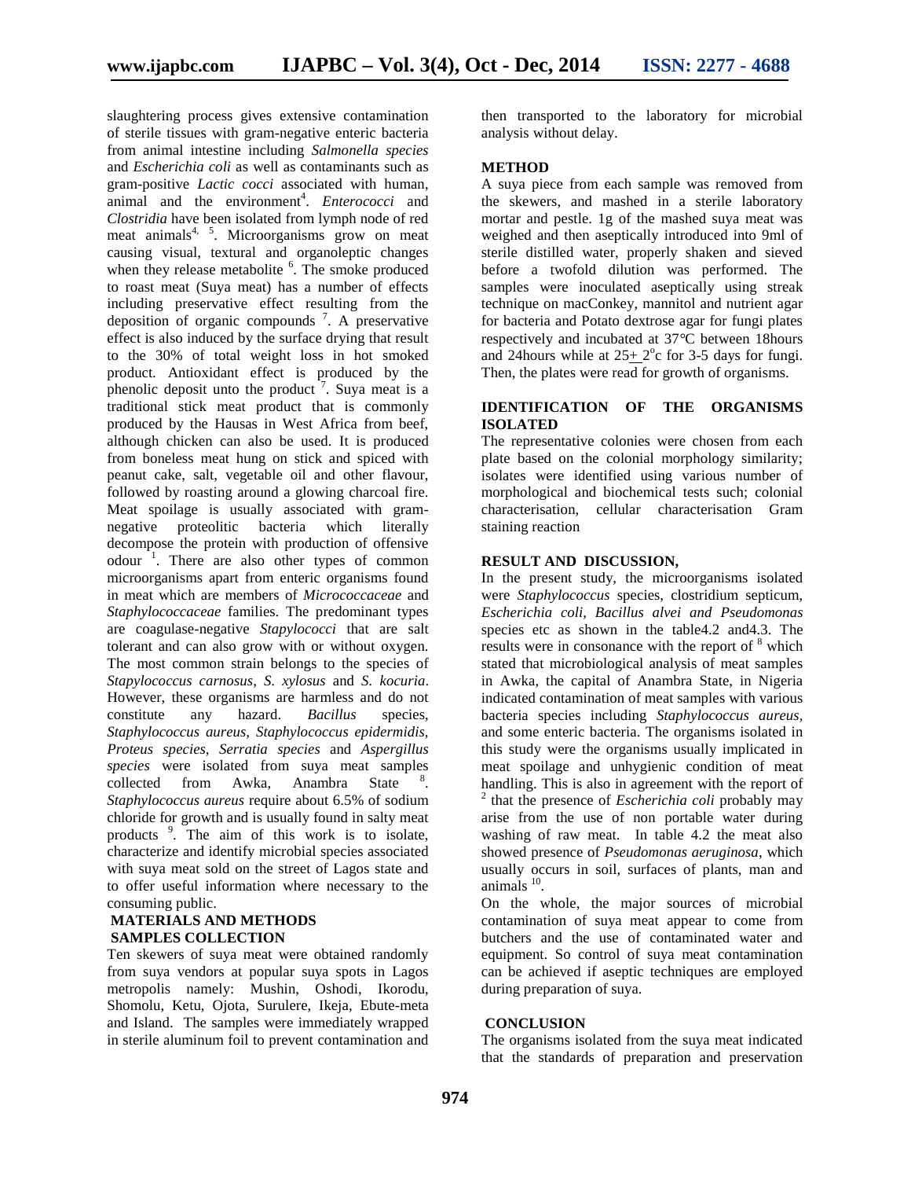slaughtering process gives extensive contamination of sterile tissues with gram-negative enteric bacteria from animal intestine including *Salmonella species* and *Escherichia coli* as well as contaminants such as gram-positive *Lactic cocci* associated with human, animal and the environment[4]. *Enterococci* and *Clostridia* have been isolated from lymph node of red meat animals[4, 5]. Microorganisms grow on meat causing visual, textural and organoleptic changes when they release metabolite [6]. The smoke produced to roast meat (Suya meat) has a number of effects including preservative effect resulting from the deposition of organic compounds [7]. A preservative effect is also induced by the surface drying that result to the 30% of total weight loss in hot smoked product. Antioxidant effect is produced by the phenolic deposit unto the product [7]. Suya meat is a traditional stick meat product that is commonly produced by the Hausas in West Africa from beef, although chicken can also be used. It is produced from boneless meat hung on stick and spiced with peanut cake, salt, vegetable oil and other flavour, followed by roasting around a glowing charcoal fire. Meat spoilage is usually associated with gram-negative proteolitic bacteria which literally decompose the protein with production of offensive odour [1]. There are also other types of common microorganisms apart from enteric organisms found in meat which are members of *Micrococcaceae* and *Staphylococcaceae* families. The predominant types are coagulase-negative *Stapylococci* that are salt tolerant and can also grow with or without oxygen. The most common strain belongs to the species of *Stapylococcus carnosus*, *S. xylosus* and *S. kocuria*. However, these organisms are harmless and do not constitute any hazard. *Bacillus* species, *Staphylococcus aureus, Staphylococcus epidermidis, Proteus species, Serratia species* and *Aspergillus species* were isolated from suya meat samples collected from Awka, Anambra State [8]. *Staphylococcus aureus* require about 6.5% of sodium chloride for growth and is usually found in salty meat products [9]. The aim of this work is to isolate, characterize and identify microbial species associated with suya meat sold on the street of Lagos state and to offer useful information where necessary to the consuming public.

## MATERIALS AND METHODS

### SAMPLES COLLECTION

Ten skewers of suya meat were obtained randomly from suya vendors at popular suya spots in Lagos metropolis namely: Mushin, Oshodi, Ikorodu, Shomolu, Ketu, Ojota, Surulere, Ikeja, Ebute-meta and Island. The samples were immediately wrapped in sterile aluminum foil to prevent contamination and then transported to the laboratory for microbial analysis without delay.

### METHOD

A suya piece from each sample was removed from the skewers, and mashed in a sterile laboratory mortar and pestle. 1g of the mashed suya meat was weighed and then aseptically introduced into 9ml of sterile distilled water, properly shaken and sieved before a twofold dilution was performed. The samples were inoculated aseptically using streak technique on macConkey, mannitol and nutrient agar for bacteria and Potato dextrose agar for fungi plates respectively and incubated at 37°C between 18hours and 24hours while at $25 \pm 2^{o}$c for 3-5 days for fungi. Then, the plates were read for growth of organisms.

### IDENTIFICATION OF THE ORGANISMS ISOLATED

The representative colonies were chosen from each plate based on the colonial morphology similarity; isolates were identified using various number of morphological and biochemical tests such; colonial characterisation, cellular characterisation Gram staining reaction

## RESULT AND DISCUSSION,

In the present study, the microorganisms isolated were *Staphylococcus* species, clostridium septicum, *Escherichia coli, Bacillus alvei and Pseudomonas* species etc as shown in the table4.2 and4.3. The results were in consonance with the report of [8] which stated that microbiological analysis of meat samples in Awka, the capital of Anambra State, in Nigeria indicated contamination of meat samples with various bacteria species including *Staphylococcus aureus*, and some enteric bacteria. The organisms isolated in this study were the organisms usually implicated in meat spoilage and unhygienic condition of meat handling. This is also in agreement with the report of [2] that the presence of *Escherichia coli* probably may arise from the use of non portable water during washing of raw meat. In table 4.2 the meat also showed presence of *Pseudomonas aeruginosa*, which usually occurs in soil, surfaces of plants, man and animals [10].

On the whole, the major sources of microbial contamination of suya meat appear to come from butchers and the use of contaminated water and equipment. So control of suya meat contamination can be achieved if aseptic techniques are employed during preparation of suya.

## CONCLUSION

The organisms isolated from the suya meat indicated that the standards of preparation and preservation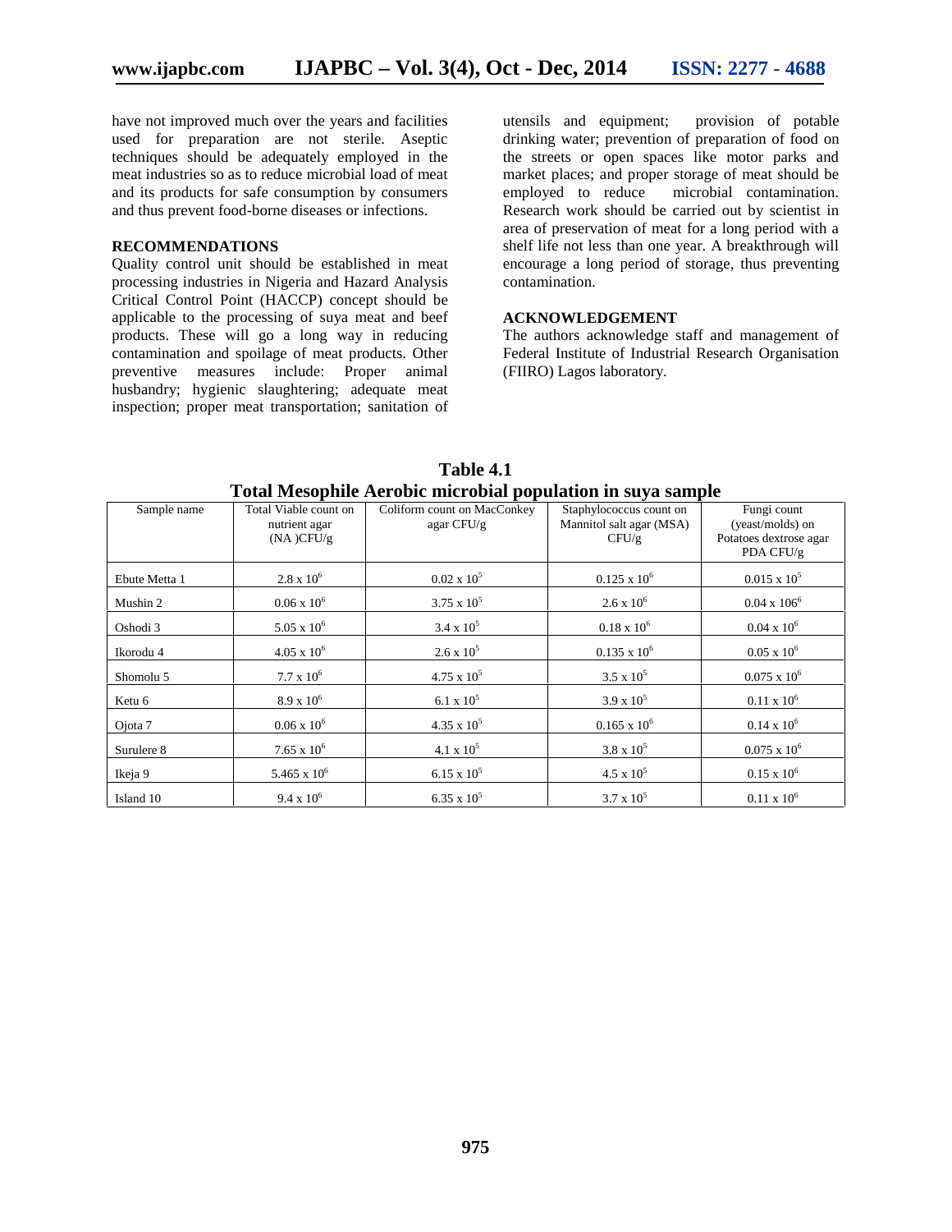have not improved much over the years and facilities used for preparation are not sterile. Aseptic techniques should be adequately employed in the meat industries so as to reduce microbial load of meat and its products for safe consumption by consumers and thus prevent food-borne diseases or infections.

## RECOMMENDATIONS

Quality control unit should be established in meat processing industries in Nigeria and Hazard Analysis Critical Control Point (HACCP) concept should be applicable to the processing of suya meat and beef products. These will go a long way in reducing contamination and spoilage of meat products. Other preventive measures include: Proper animal husbandry; hygienic slaughtering; adequate meat inspection; proper meat transportation; sanitation of utensils and equipment; provision of potable drinking water; prevention of preparation of food on the streets or open spaces like motor parks and market places; and proper storage of meat should be employed to reduce microbial contamination. Research work should be carried out by scientist in area of preservation of meat for a long period with a shelf life not less than one year. A breakthrough will encourage a long period of storage, thus preventing contamination.

## ACKNOWLEDGEMENT

The authors acknowledge staff and management of Federal Institute of Industrial Research Organisation (FIIRO) Lagos laboratory.

**Table 4.1**
**Total Mesophile Aerobic microbial population in suya sample**

| Sample name | Total Viable count on nutrient agar (NA )CFU/g | Coliform count on MacConkey agar CFU/g | Staphylococcus count on Mannitol salt agar (MSA) CFU/g | Fungi count (yeast/molds) on Potatoes dextrose agar PDA CFU/g |
|---|---|---|---|---|
| Ebute Metta 1 | $2.8 \times 10^6$ | $0.02 \times 10^5$ | $0.125 \times 10^6$ | $0.015 \times 10^5$ |
| Mushin 2 | $0.06 \times 10^6$ | $3.75 \times 10^5$ | $2.6 \times 10^6$ | $0.04 \times 106^6$ |
| Oshodi 3 | $5.05 \times 10^6$ | $3.4 \times 10^5$ | $0.18 \times 10^6$ | $0.04 \times 10^6$ |
| Ikorodu 4 | $4.05 \times 10^6$ | $2.6 \times 10^5$ | $0.135 \times 10^6$ | $0.05 \times 10^6$ |
| Shomolu 5 | $7.7 \times 10^6$ | $4.75 \times 10^5$ | $3.5 \times 10^5$ | $0.075 \times 10^6$ |
| Ketu 6 | $8.9 \times 10^6$ | $6.1 \times 10^5$ | $3.9 \times 10^5$ | $0.11 \times 10^6$ |
| Ojota 7 | $0.06 \times 10^6$ | $4.35 \times 10^5$ | $0.165 \times 10^6$ | $0.14 \times 10^6$ |
| Surulere 8 | $7.65 \times 10^6$ | $4.1 \times 10^5$ | $3.8 \times 10^5$ | $0.075 \times 10^6$ |
| Ikeja 9 | $5.465 \times 10^6$ | $6.15 \times 10^5$ | $4.5 \times 10^5$ | $0.15 \times 10^6$ |
| Island 10 | $9.4 \times 10^6$ | $6.35 \times 10^5$ | $3.7 \times 10^5$ | $0.11 \times 10^6$ |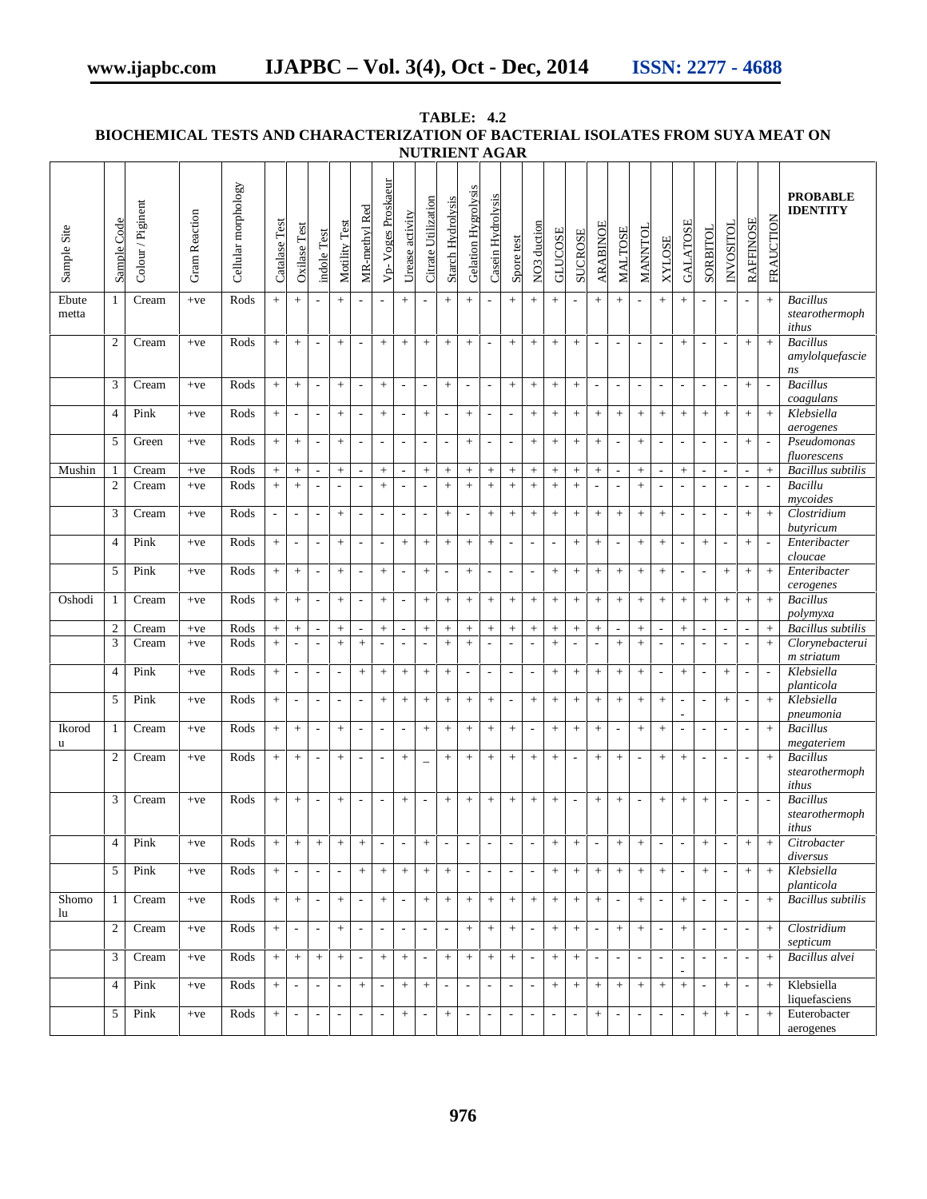**TABLE: 4.2**
**BIOCHEMICAL TESTS AND CHARACTERIZATION OF BACTERIAL ISOLATES FROM SUYA MEAT ON NUTRIENT AGAR**

| Sample Site | Sample Code | Colour / Pigment | Gram Reaction | Cellular morphology | Catalase Test | Oxilase Test | indole Test | Motility Test | MR-methyl Red | Vp-Voges Proskaeur | Urease activity | Citrate Utilization | Starch Hydrolysis | Gelation Hygrolysis | Casein Hydrolysis | Spore test | NO3 duction | GLUCOSE | SUCROSE | ARABINOE | MALTOSE | MANNTOL | XYLOSE | GALATOSE | SORBITOL | INVOSITOL | RAFFINOSE | FRAUCTION | PROBABLE IDENTITY |
|---|---|---|---|---|---|---|---|---|---|---|---|---|---|---|---|---|---|---|---|---|---|---|---|---|---|---|---|---|---|
| Ebute metta | 1 | Cream | +ve | Rods | + | + | - | + | - | - | + | - | + | + | - | + | + | + | - | + | + | - | + | + | - | - | - | + | *Bacillus stearothermophithus* |
| | 2 | Cream | +ve | Rods | + | + | - | + | - | + | + | + | + | + | - | + | + | + | + | - | - | - | - | + | - | - | + | + | *Bacillus amylolquefasciens* |
| | 3 | Cream | +ve | Rods | + | + | - | + | - | + | - | - | + | - | - | + | + | + | + | - | - | - | - | - | - | - | + | - | *Bacillus coagulans* |
| | 4 | Pink | +ve | Rods | + | - | - | + | - | + | - | + | - | + | - | - | + | + | + | + | + | + | + | + | + | + | + | + | *Klebsiella aerogenes* |
| | 5 | Green | +ve | Rods | + | + | - | + | - | - | - | - | - | + | - | - | + | + | + | + | - | + | - | - | - | - | + | - | *Pseudomonas fluorescens* |
| Mushin | 1 | Cream | +ve | Rods | + | + | - | + | - | + | - | + | + | + | + | + | + | + | + | + | - | + | - | + | - | - | - | + | *Bacillus subtilis* |
| | 2 | Cream | +ve | Rods | + | + | - | - | - | + | - | - | + | + | + | + | + | + | + | - | - | + | - | - | - | - | - | - | *Bacillu mycoides* |
| | 3 | Cream | +ve | Rods | - | - | - | + | - | - | - | - | + | - | + | + | + | + | + | + | + | + | + | - | - | - | + | + | *Clostridium butyricum* |
| | 4 | Pink | +ve | Rods | + | - | - | + | - | - | + | + | + | + | + | - | - | - | + | + | - | + | + | - | + | - | + | - | *Enteribacter cloucae* |
| | 5 | Pink | +ve | Rods | + | + | - | + | - | + | - | + | - | + | - | - | - | + | + | + | + | + | + | - | - | + | + | + | *Enteribacter cerogenes* |
| Oshodi | 1 | Cream | +ve | Rods | + | + | - | + | - | + | - | + | + | + | + | + | + | + | + | + | + | + | + | + | + | + | + | + | *Bacillus polymyxa* |
| | 2 | Cream | +ve | Rods | + | + | - | + | - | + | - | + | + | + | + | + | + | + | + | + | - | + | - | + | - | - | - | + | *Bacillus subtilis* |
| | 3 | Cream | +ve | Rods | + | - | - | + | + | - | - | - | + | + | - | - | - | + | - | - | + | + | - | - | - | - | - | + | *Clorynebacteruim striatum* |
| | 4 | Pink | +ve | Rods | + | - | - | - | + | + | + | + | + | - | - | - | - | + | + | + | + | + | - | + | - | + | - | - | *Klebsiella planticola* |
| | 5 | Pink | +ve | Rods | + | - | - | - | - | + | + | + | + | + | + | - | + | + | + | + | + | + | + | - | - | + | - | + | *Klebsiella pneumonia* |
| Ikorodu | 1 | Cream | +ve | Rods | + | + | - | + | - | - | - | + | + | + | + | + | - | + | + | + | - | + | + | - | - | - | - | + | *Bacillus megateriem* |
| | 2 | Cream | +ve | Rods | + | + | - | + | - | - | + | _ | + | + | + | + | + | + | - | + | + | - | + | + | - | - | - | + | *Bacillus stearothermophithus* |
| | 3 | Cream | +ve | Rods | + | + | - | + | - | - | + | - | + | + | + | + | + | + | - | + | + | - | + | + | + | - | - | - | *Bacillus stearothermophithus* |
| | 4 | Pink | +ve | Rods | + | + | + | + | + | - | - | + | - | - | - | - | - | + | + | - | + | + | - | - | + | - | + | + | *Citrobacter diversus* |
| | 5 | Pink | +ve | Rods | + | - | - | - | + | + | + | + | + | - | - | - | - | + | + | + | + | + | + | - | + | - | + | + | *Klebsiella planticola* |
| Shomolu | 1 | Cream | +ve | Rods | + | + | - | + | - | + | - | + | + | + | + | + | + | + | + | + | - | + | - | + | - | - | - | + | *Bacillus subtilis* |
| | 2 | Cream | +ve | Rods | + | - | - | + | - | - | - | - | - | + | + | + | - | + | + | - | + | + | - | + | - | - | - | + | *Clostridium septicum* |
| | 3 | Cream | +ve | Rods | + | + | + | + | - | + | + | - | + | + | + | + | - | + | + | - | - | - | - | - | - | - | - | + | *Bacillus alvei* |
| | 4 | Pink | +ve | Rods | + | - | - | - | + | - | + | + | - | - | - | - | - | + | + | + | + | + | + | + | - | + | - | + | Klebsiella liquefasciens |
| | 5 | Pink | +ve | Rods | + | - | - | - | - | - | + | - | + | - | - | - | - | - | - | + | - | - | - | - | + | + | - | + | Euterobacter aerogenes |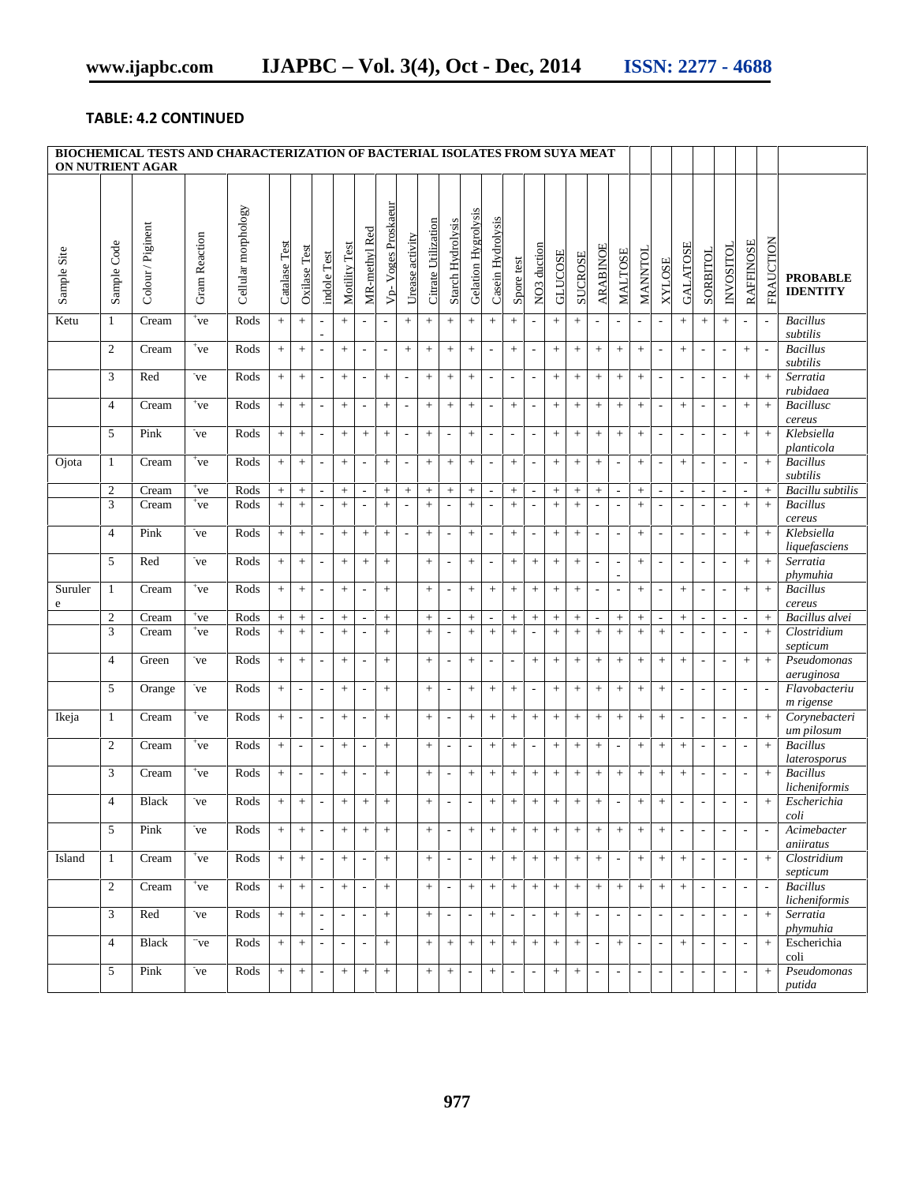**TABLE: 4.2 CONTINUED**

| BIOCHEMICAL TESTS AND CHARACTERIZATION OF BACTERIAL ISOLATES FROM SUYA MEAT ON NUTRIENT AGAR | | | | | | | | | | | | | | | | | | | | | | | | | | | | | |
|---|---|---|---|---|---|---|---|---|---|---|---|---|---|---|---|---|---|---|---|---|---|---|---|---|---|---|---|---|---|
| Sample Site | Sample Code | Colour / Pigment | Gram Reaction | Cellular morphology | Catalase Test | Oxilase Test | indole Test | Motility Test | MR-methyl Red | Vp- Voges Proskaeur | Urease activity | Citrate Utilization | Starch Hydrolysis | Gelation Hygrolysis | Casein Hydrolysis | Spore test | NO3 duction | GLUCOSE | SUCROSE | ARABINOE | MALTOSE | MANNTOL | XYLOSE | GALATOSE | SORBITOL | INVOSITOL | RAFFINOSE | FRAUCTION | PROBABLE IDENTITY |
| Ketu | 1 | Cream | +ve | Rods | + | + | - | + | - | - | + | + | + | + | + | + | - | + | + | - | - | - | - | + | + | + | - | - | *Bacillus subtilis* |
| | 2 | Cream | +ve | Rods | + | + | - | + | - | - | + | + | + | + | - | + | - | + | + | + | + | + | - | + | - | - | + | - | *Bacillus subtilis* |
| | 3 | Red | -ve | Rods | + | + | - | + | - | + | - | + | + | + | - | - | - | + | + | + | + | + | - | - | - | - | + | + | *Serratia rubidaea* |
| | 4 | Cream | +ve | Rods | + | + | - | + | - | + | - | + | + | + | - | + | - | + | + | + | + | + | - | + | - | - | + | + | *Bacillusc cereus* |
| | 5 | Pink | -ve | Rods | + | + | - | + | + | + | - | + | - | + | - | - | - | + | + | + | + | + | - | - | - | - | + | + | *Klebsiella planticola* |
| Ojota | 1 | Cream | +ve | Rods | + | + | - | + | - | + | - | + | + | + | - | + | - | + | + | + | - | + | - | + | - | - | - | + | *Bacillus subtilis* |
| | 2 | Cream | +ve | Rods | + | + | - | + | - | + | + | + | + | + | - | + | - | + | + | + | - | + | - | - | - | - | - | + | *Bacillu subtilis* |
| | 3 | Cream | +ve | Rods | + | + | - | + | - | + | - | + | - | + | - | + | - | + | + | - | - | + | - | - | - | - | + | + | *Bacillus cereus* |
| | 4 | Pink | -ve | Rods | + | + | - | + | + | + | - | + | - | + | - | + | - | + | + | - | - | + | - | - | - | - | + | + | *Klebsiella liquefasciens* |
| | 5 | Red | -ve | Rods | + | + | - | + | + | + | | + | - | + | - | + | + | + | + | - | - | + | - | - | - | - | + | + | *Serratia phymuhia* |
| Suruler e | 1 | Cream | +ve | Rods | + | + | - | + | - | + | | + | - | + | + | + | + | + | + | - | - | + | - | + | - | - | + | + | *Bacillus cereus* |
| | 2 | Cream | +ve | Rods | + | + | - | + | - | + | | + | - | + | - | + | + | + | + | - | + | + | - | + | - | - | - | + | *Bacillus alvei* |
| | 3 | Cream | +ve | Rods | + | + | - | + | - | + | | + | - | + | + | + | - | + | + | + | + | + | + | - | - | - | - | + | *Clostridium septicum* |
| | 4 | Green | -ve | Rods | + | + | - | + | - | + | | + | - | + | - | - | + | + | + | + | + | + | + | + | - | - | + | + | *Pseudomonas aeruginosa* |
| | 5 | Orange | -ve | Rods | + | - | - | + | - | + | | + | - | + | + | + | - | + | + | + | + | + | + | - | - | - | - | - | *Flavobacterium rigense* |
| Ikeja | 1 | Cream | +ve | Rods | + | - | - | + | - | + | | + | - | + | + | + | + | + | + | + | + | + | + | - | - | - | - | + | *Corynebacterium pilosum* |
| | 2 | Cream | +ve | Rods | + | - | - | + | - | + | | + | - | - | + | + | - | + | + | + | - | + | + | + | - | - | - | + | *Bacillus laterosporus* |
| | 3 | Cream | +ve | Rods | + | - | - | + | - | + | | + | - | + | + | + | + | + | + | + | + | + | + | + | - | - | - | + | *Bacillus licheniformis* |
| | 4 | Black | -ve | Rods | + | + | - | + | + | + | | + | - | - | + | + | + | + | + | + | - | + | + | - | - | - | - | + | *Escherichia coli* |
| | 5 | Pink | -ve | Rods | + | + | - | + | + | + | | + | - | + | + | + | + | + | + | + | + | + | + | - | - | - | - | - | *Acimebacter aniiratus* |
| Island | 1 | Cream | +ve | Rods | + | + | - | + | - | + | | + | - | - | + | + | + | + | + | + | - | + | + | + | - | - | - | + | *Clostridium septicum* |
| | 2 | Cream | +ve | Rods | + | + | - | + | - | + | | + | - | + | + | + | + | + | + | + | + | + | + | + | - | - | - | - | *Bacillus licheniformis* |
| | 3 | Red | -ve | Rods | + | + | - | - | - | + | | + | - | - | + | - | - | + | + | - | - | - | - | - | - | - | - | + | *Serratia phymuhia* |
| | 4 | Black | -ve | Rods | + | + | - | - | - | + | | + | + | + | + | + | + | + | + | - | + | - | - | + | - | - | - | + | Escherichia coli |
| | 5 | Pink | -ve | Rods | + | + | - | + | + | + | | + | + | - | + | - | - | + | + | - | - | - | - | - | - | - | - | + | *Pseudomonas putida* |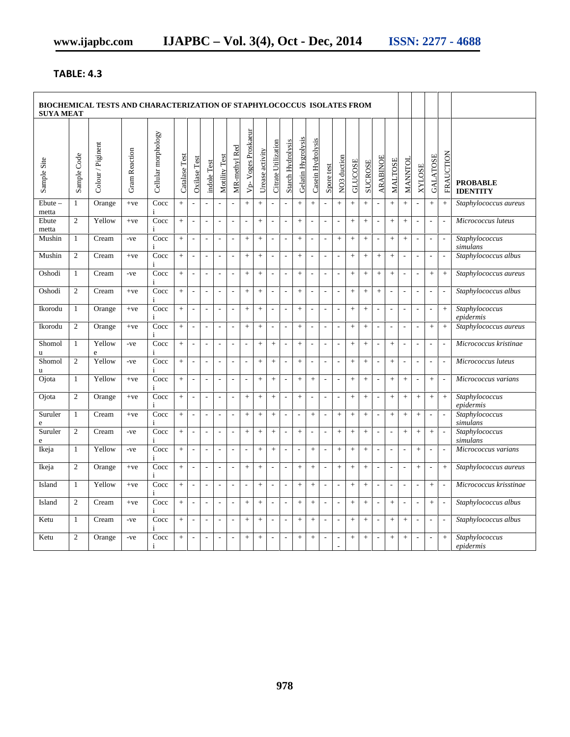## TABLE: 4.3

| BIOCHEMICAL TESTS AND CHARACTERIZATION OF STAPHYLOCOCCUS ISOLATES FROM SUYA MEAT | | | | | | | | | | | | | | | | | | | | | | | | | | | | | |
|---|---|---|---|---|---|---|---|---|---|---|---|---|---|---|---|---|---|---|---|---|---|---|---|---|---|---|---|---|---|
| Sample Site | Sample Code | Colour / Piginent | Gram Reaction | Cellular morphology | Catalase Test | Oxilase Test | indole Test | Motility Test | MR-methyl Red | Vp- Voges Proskaeur | Urease activity | Citrate Utilization | Starch Hydrolysis | Gelatin Hygrolysis | Casein Hydrolysis | Spore test | NO3 duction | GLUCOSE | SUCROSE | ARABINOE | MALTOSE | MANNTOL | XYLOSE | GALATOSE | FRAUCTION | **PROBABLE IDENTITY** |
| Ebute – metta | 1 | Orange | +ve | Cocci | + | - | - | - | - | + | + | - | - | + | + | - | + | + | + | - | + | + | - | + | + | *Staphylococcus aureus* |
| Ebute metta | 2 | Yellow | +ve | Cocci | + | - | - | - | - | - | + | - | - | + | - | - | - | + | + | - | + | + | - | - | - | *Micrococcus luteus* |
| Mushin | 1 | Cream | -ve | Cocci | + | - | - | - | - | + | + | - | - | + | - | - | + | + | + | - | + | + | - | - | - | *Staphylococcus simulans* |
| Mushin | 2 | Cream | +ve | Cocci | + | - | - | - | - | + | + | - | - | + | - | - | - | + | + | + | + | - | - | - | - | *Staphylococcus albus* |
| Oshodi | 1 | Cream | -ve | Cocci | + | - | - | - | - | + | + | - | - | + | - | - | - | + | + | + | + | - | - | + | + | *Staphylococcus aureus* |
| Oshodi | 2 | Cream | +ve | Cocci | + | - | - | - | - | + | + | - | - | + | - | - | - | + | + | + | - | - | - | - | - | *Staphylococcus albus* |
| Ikorodu | 1 | Orange | +ve | Cocci | + | - | - | - | - | + | + | - | - | + | - | - | - | + | + | - | - | - | - | - | + | *Staphylococcus epidermis* |
| Ikorodu | 2 | Orange | +ve | Cocci | + | - | - | - | - | + | + | - | - | + | - | - | - | + | + | - | - | - | - | + | + | *Staphylococcus aureus* |
| Shomolu | 1 | Yellowe | -ve | Cocci | + | - | - | - | - | - | + | + | - | + | - | - | - | + | + | - | + | - | - | - | - | *Micrococcus kristinae* |
| Shomolu | 2 | Yellow | -ve | Cocci | + | - | - | - | - | - | + | + | - | + | - | - | - | + | + | - | + | - | - | - | - | *Micrococcus luteus* |
| Ojota | 1 | Yellow | +ve | Cocci | + | - | - | - | - | - | + | + | - | + | + | - | - | + | + | - | + | + | - | + | - | *Micrococcus varians* |
| Ojota | 2 | Orange | +ve | Cocci | + | - | - | - | - | + | + | + | - | + | - | - | - | + | + | - | + | + | + | + | + | *Staphylococcus epidermis* |
| Suruler e | 1 | Cream | +ve | Cocci | + | - | - | - | - | + | + | + | - | - | + | - | + | + | + | - | + | + | + | - | - | *Staphylococcus simulans* |
| Suruler e | 2 | Cream | -ve | Cocci | + | - | - | - | - | + | + | + | - | + | - | - | + | + | + | - | - | + | + | + | - | *Staphylococcus simulans* |
| Ikeja | 1 | Yellow | -ve | Cocci | + | - | - | - | - | - | + | + | - | - | + | - | + | + | + | - | - | - | + | - | - | *Micrococcus varians* |
| Ikeja | 2 | Orange | +ve | Cocci | + | - | - | - | - | + | + | - | - | + | + | - | + | + | + | - | - | - | + | - | + | *Staphylococcus aureus* |
| Island | 1 | Yellow | +ve | Cocci | + | - | - | - | - | - | + | - | - | + | + | - | - | + | + | - | - | - | - | + | - | *Micrococcus krisstinae* |
| Island | 2 | Cream | +ve | Cocci | + | - | - | - | - | + | + | - | - | + | + | - | - | + | + | - | + | - | - | + | - | *Staphylococcus albus* |
| Ketu | 1 | Cream | -ve | Cocci | + | - | - | - | - | + | + | - | - | + | + | - | - | + | + | - | + | + | - | - | - | *Staphylococcus albus* |
| Ketu | 2 | Orange | -ve | Cocci | + | - | - | - | - | + | + | - | - | + | + | - | - - | + | + | - | + | + | - | - | + | *Staphylococcus epidermis* |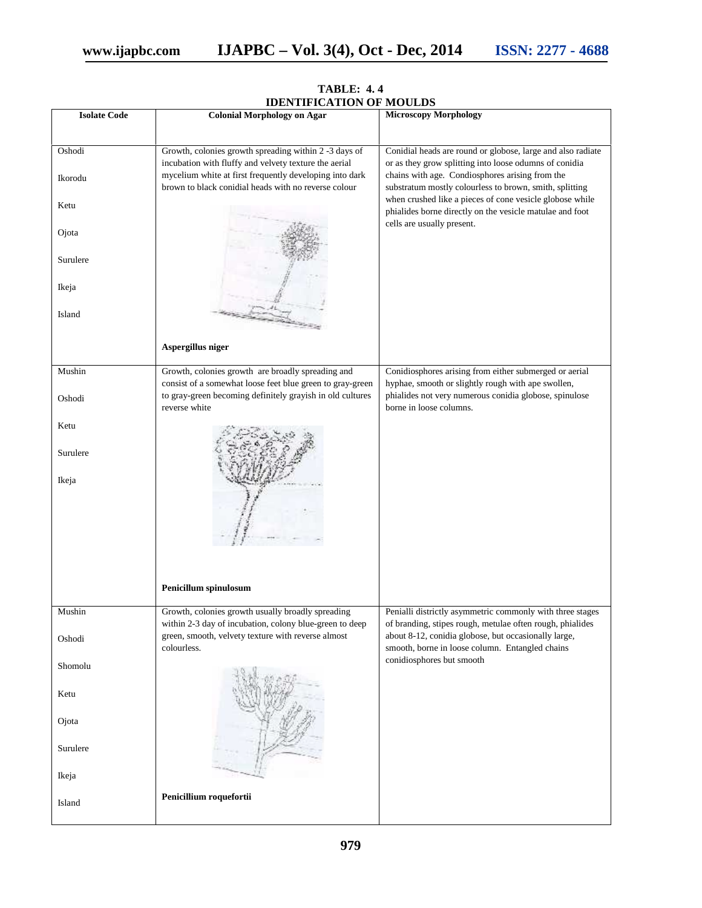**TABLE: 4. 4**
**IDENTIFICATION OF MOULDS**

| Isolate Code | Colonial Morphology on Agar | Microscopy Morphology |
|---|---|---|
| Oshodi<br>Ikorodu<br>Ketu<br>Ojota<br>Surulere<br>Ikeja<br>Island | Growth, colonies growth spreading within 2 -3 days of incubation with fluffy and velvety texture the aerial mycelium white at first frequently developing into dark brown to black conidial heads with no reverse colour<br><br>**Aspergillus niger** | Conidial heads are round or globose, large and also radiate or as they grow splitting into loose odumns of conidia chains with age. Condiosphores arising from the substratum mostly colourless to brown, smith, splitting when crushed like a pieces of cone vesicle globose while phialides borne directly on the vesicle matulae and foot cells are usually present. |
| Mushin<br>Oshodi<br>Ketu<br>Surulere<br>Ikeja | Growth, colonies growth are broadly spreading and consist of a somewhat loose feet blue green to gray-green to gray-green becoming definitely grayish in old cultures reverse white<br><br>**Penicillum spinulosum** | Conidiosphores arising from either submerged or aerial hyphae, smooth or slightly rough with ape swollen, phialides not very numerous conidia globose, spinulose borne in loose columns. |
| Mushin<br>Oshodi<br>Shomolu<br>Ketu<br>Ojota<br>Surulere<br>Ikeja<br>Island | Growth, colonies growth usually broadly spreading within 2-3 day of incubation, colony blue-green to deep green, smooth, velvety texture with reverse almost colourless.<br><br>**Penicillium roquefortii** | Penialli districtly asymmetric commonly with three stages of branding, stipes rough, metulae often rough, phialides about 8-12, conidia globose, but occasionally large, smooth, borne in loose column. Entangled chains conidiosphores but smooth |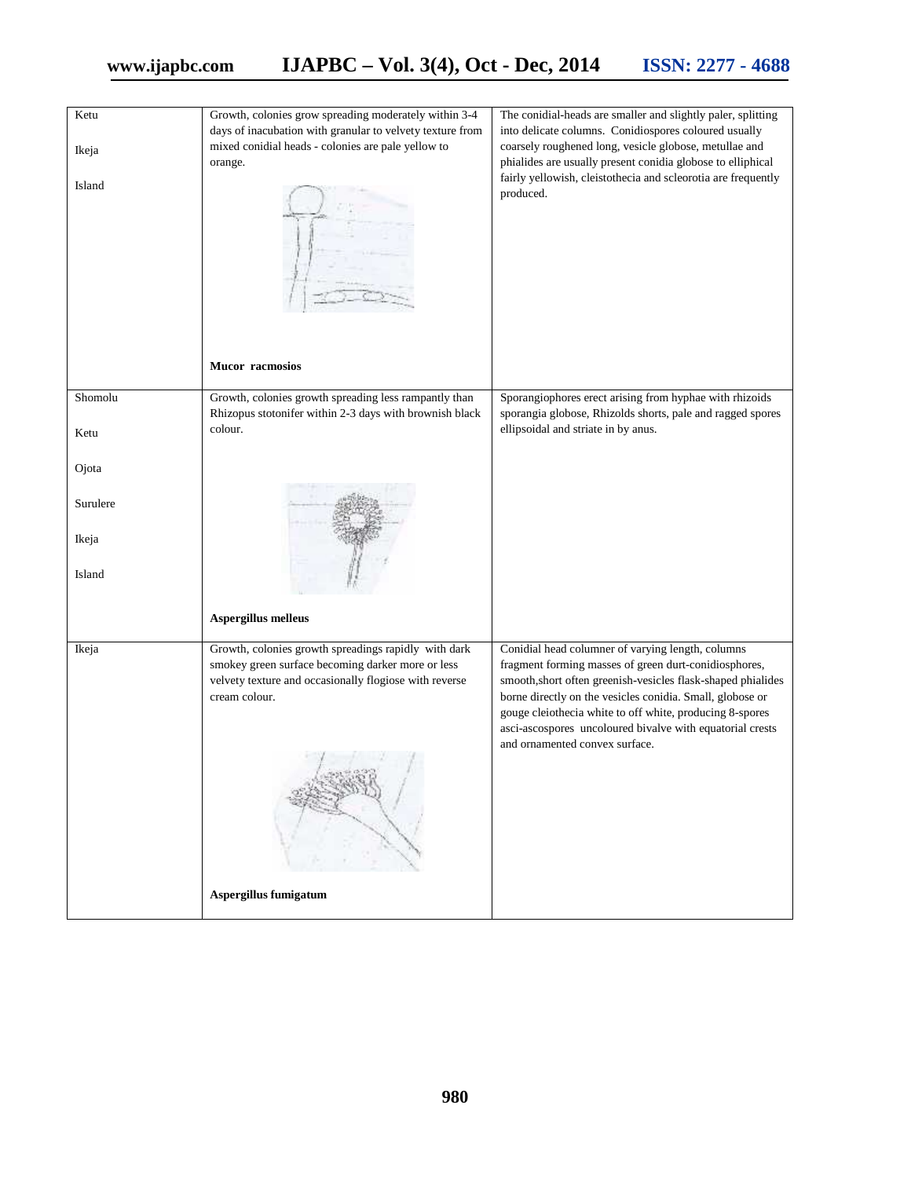| | | |
|---|---|---|
| Ketu<br><br>Ikeja<br><br>Island | Growth, colonies grow spreading moderately within 3-4 days of inacubation with granular to velvety texture from mixed conidial heads - colonies are pale yellow to orange.<br><br>**Mucor racmosios** | The conidial-heads are smaller and slightly paler, splitting into delicate columns. Conidiospores coloured usually coarsely roughened long, vesicle globose, metullae and phialides are usually present conidia globose to elliphical fairly yellowish, cleistothecia and scleorotia are frequently produced. |
| Shomolu<br><br>Ketu<br><br>Ojota<br><br>Surulere<br><br>Ikeja<br><br>Island | Growth, colonies growth spreading less rampantly than Rhizopus stotonifer within 2-3 days with brownish black colour.<br><br>**Aspergillus melleus** | Sporangiophores erect arising from hyphae with rhizoids sporangia globose, Rhizolds shorts, pale and ragged spores ellipsoidal and striate in by anus. |
| Ikeja | Growth, colonies growth spreadings rapidly with dark smokey green surface becoming darker more or less velvety texture and occasionally flogiose with reverse cream colour.<br><br>**Aspergillus fumigatum** | Conidial head columner of varying length, columns fragment forming masses of green durt-conidiosphores, smooth,short often greenish-vesicles flask-shaped phialides borne directly on the vesicles conidia. Small, globose or gouge cleiothecia white to off white, producing 8-spores asci-ascospores uncoloured bivalve with equatorial crests and ornamented convex surface. |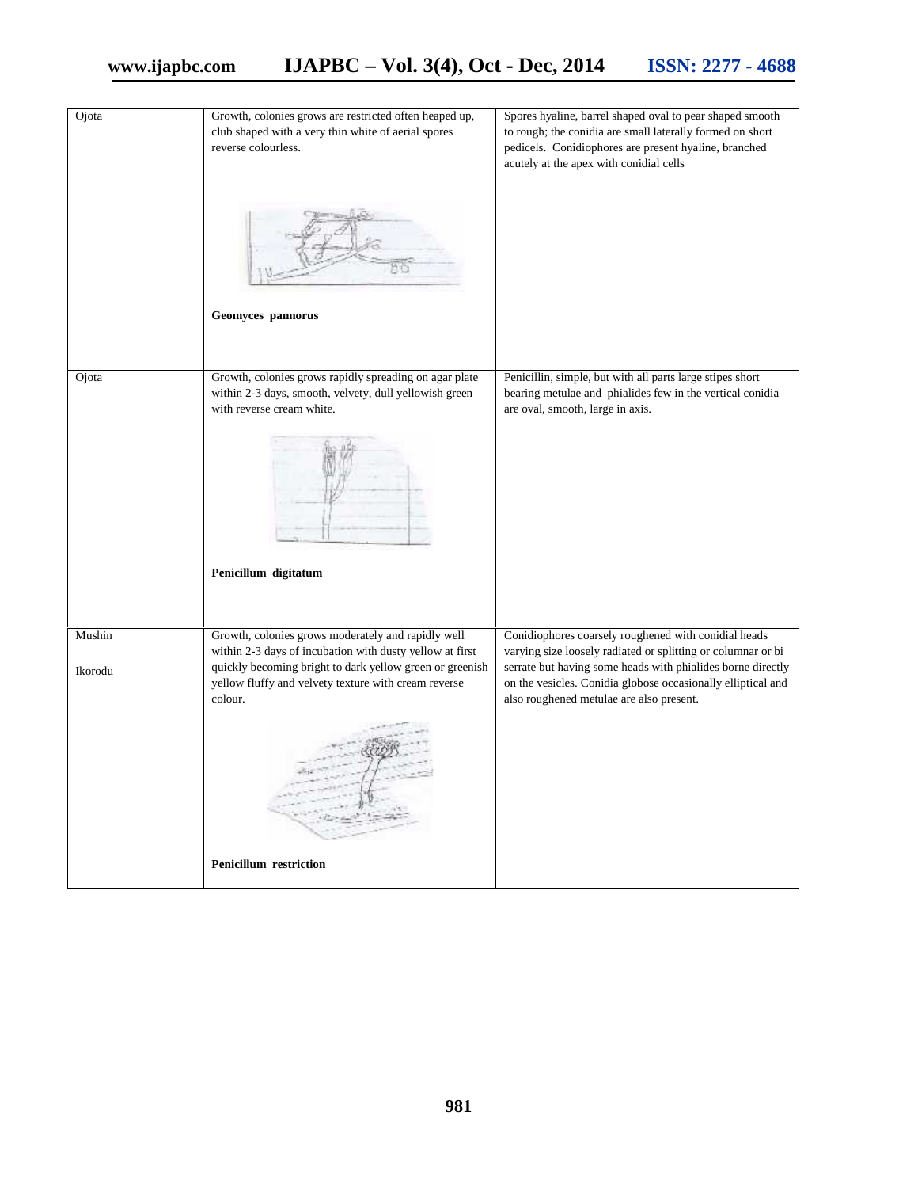| | | |
|---|---|---|
| Ojota | Growth, colonies grows are restricted often heaped up, club shaped with a very thin white of aerial spores reverse colourless. **Geomyces pannorus** | Spores hyaline, barrel shaped oval to pear shaped smooth to rough; the conidia are small laterally formed on short pedicels. Conidiophores are present hyaline, branched acutely at the apex with conidial cells |
| Ojota | Growth, colonies grows rapidly spreading on agar plate within 2-3 days, smooth, velvety, dull yellowish green with reverse cream white. **Penicillum digitatum** | Penicillin, simple, but with all parts large stipes short bearing metulae and phialides few in the vertical conidia are oval, smooth, large in axis. |
| Mushin Ikorodu | Growth, colonies grows moderately and rapidly well within 2-3 days of incubation with dusty yellow at first quickly becoming bright to dark yellow green or greenish yellow fluffy and velvety texture with cream reverse colour. **Penicillum restriction** | Conidiophores coarsely roughened with conidial heads varying size loosely radiated or splitting or columnar or bi serrate but having some heads with phialides borne directly on the vesicles. Conidia globose occasionally elliptical and also roughened metulae are also present. |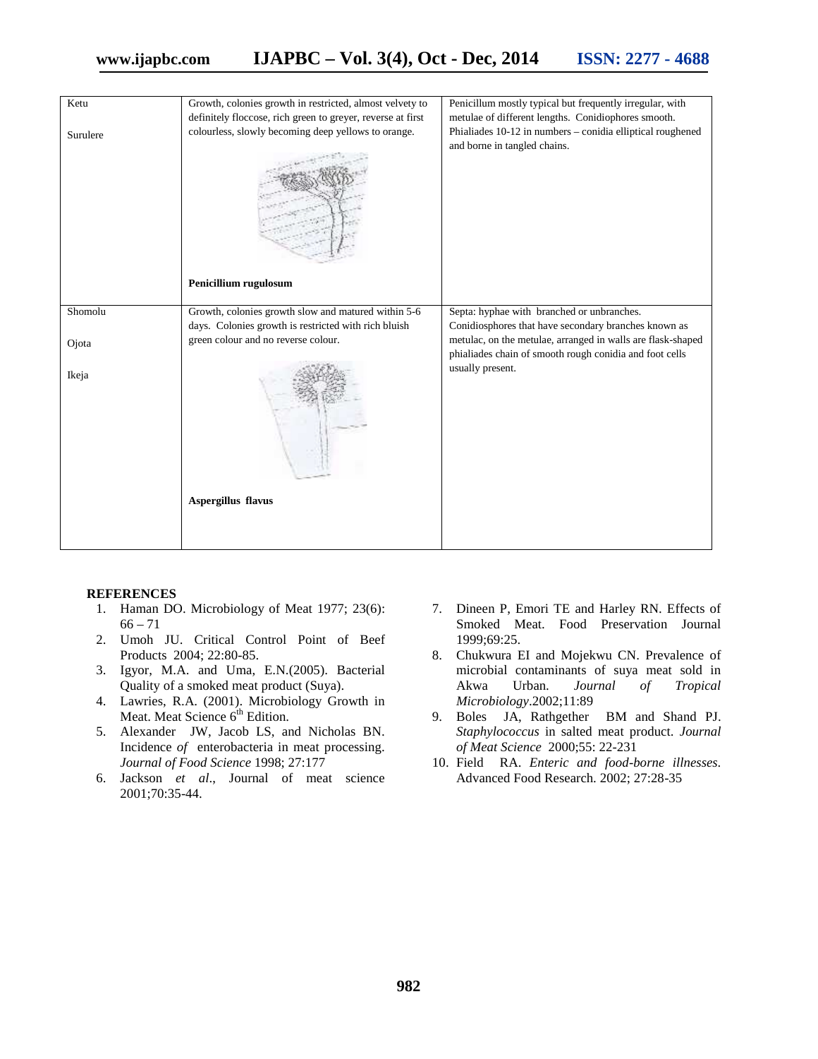| | | |
|---|---|---|
| Ketu<br><br>Surulere | Growth, colonies growth in restricted, almost velvety to definitely floccose, rich green to greyer, reverse at first colourless, slowly becoming deep yellows to orange.<br><br>**Penicillium rugulosum** | Penicillum mostly typical but frequently irregular, with metulae of different lengths. Conidiophores smooth. Phialiades 10-12 in numbers – conidia elliptical roughened and borne in tangled chains. |
| Shomolu<br><br>Ojota<br><br>Ikeja | Growth, colonies growth slow and matured within 5-6 days. Colonies growth is restricted with rich bluish green colour and no reverse colour.<br><br>**Aspergillus flavus** | Septa: hyphae with branched or unbranches. Conidiosphores that have secondary branches known as metulac, on the metulae, arranged in walls are flask-shaped phialiades chain of smooth rough conidia and foot cells usually present. |

**REFERENCES**

1. Haman DO. Microbiology of Meat 1977; 23(6): 66 – 71
2. Umoh JU. Critical Control Point of Beef Products 2004; 22:80-85.
3. Igyor, M.A. and Uma, E.N.(2005). Bacterial Quality of a smoked meat product (Suya).
4. Lawries, R.A. (2001). Microbiology Growth in Meat. Meat Science 6th Edition.
5. Alexander JW, Jacob LS, and Nicholas BN. Incidence *of* enterobacteria in meat processing. *Journal of Food Science* 1998; 27:177
6. Jackson *et al*., Journal of meat science 2001;70:35-44.
7. Dineen P, Emori TE and Harley RN. Effects of Smoked Meat. Food Preservation Journal 1999;69:25.
8. Chukwura EI and Mojekwu CN. Prevalence of microbial contaminants of suya meat sold in Akwa Urban*. Journal of Tropical Microbiology*.2002;11:89
9. Boles JA, Rathgether BM and Shand PJ. *Staphylococcus* in salted meat product. *Journal of Meat Science* 2000;55: 22-231
10. Field RA. *Enteric and food-borne illnesses*. Advanced Food Research. 2002; 27:28-35